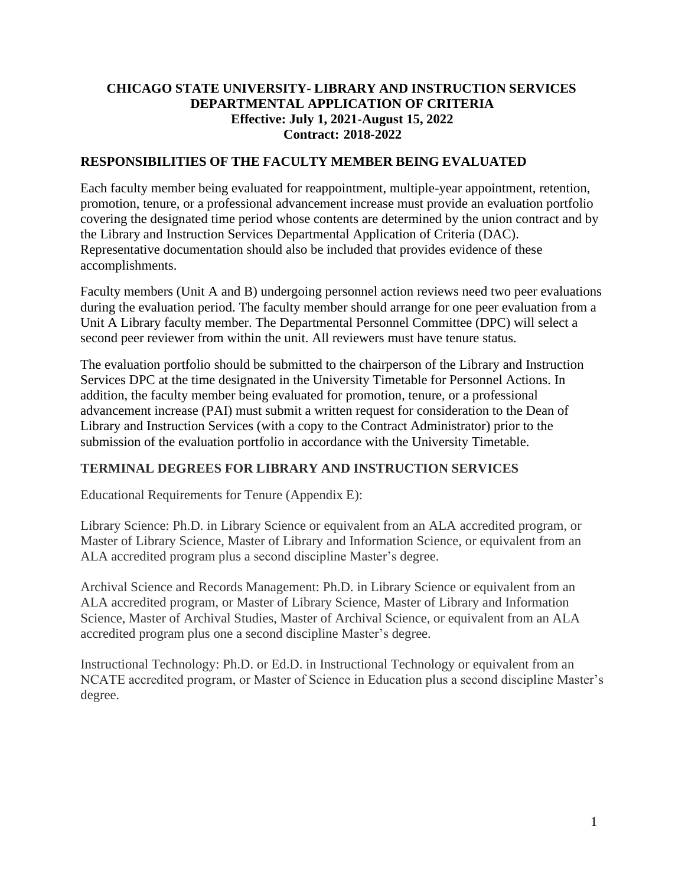# CHICAGO STATE UNIVERSITY- LIBRARY AND INSTRUCTION SERVICES DEPARTMENTAL APPLICATION OF CRITERIA

**Effective: July 1, 2021-August 15, 2022**
**Contract: 2018-2022**

## RESPONSIBILITIES OF THE FACULTY MEMBER BEING EVALUATED

Each faculty member being evaluated for reappointment, multiple-year appointment, retention, promotion, tenure, or a professional advancement increase must provide an evaluation portfolio covering the designated time period whose contents are determined by the union contract and by the Library and Instruction Services Departmental Application of Criteria (DAC). Representative documentation should also be included that provides evidence of these accomplishments.

Faculty members (Unit A and B) undergoing personnel action reviews need two peer evaluations during the evaluation period. The faculty member should arrange for one peer evaluation from a Unit A Library faculty member. The Departmental Personnel Committee (DPC) will select a second peer reviewer from within the unit. All reviewers must have tenure status.

The evaluation portfolio should be submitted to the chairperson of the Library and Instruction Services DPC at the time designated in the University Timetable for Personnel Actions. In addition, the faculty member being evaluated for promotion, tenure, or a professional advancement increase (PAI) must submit a written request for consideration to the Dean of Library and Instruction Services (with a copy to the Contract Administrator) prior to the submission of the evaluation portfolio in accordance with the University Timetable.

## TERMINAL DEGREES FOR LIBRARY AND INSTRUCTION SERVICES

Educational Requirements for Tenure (Appendix E):

Library Science: Ph.D. in Library Science or equivalent from an ALA accredited program, or Master of Library Science, Master of Library and Information Science, or equivalent from an ALA accredited program plus a second discipline Master's degree.

Archival Science and Records Management: Ph.D. in Library Science or equivalent from an ALA accredited program, or Master of Library Science, Master of Library and Information Science, Master of Archival Studies, Master of Archival Science, or equivalent from an ALA accredited program plus one a second discipline Master's degree.

Instructional Technology: Ph.D. or Ed.D. in Instructional Technology or equivalent from an NCATE accredited program, or Master of Science in Education plus a second discipline Master's degree.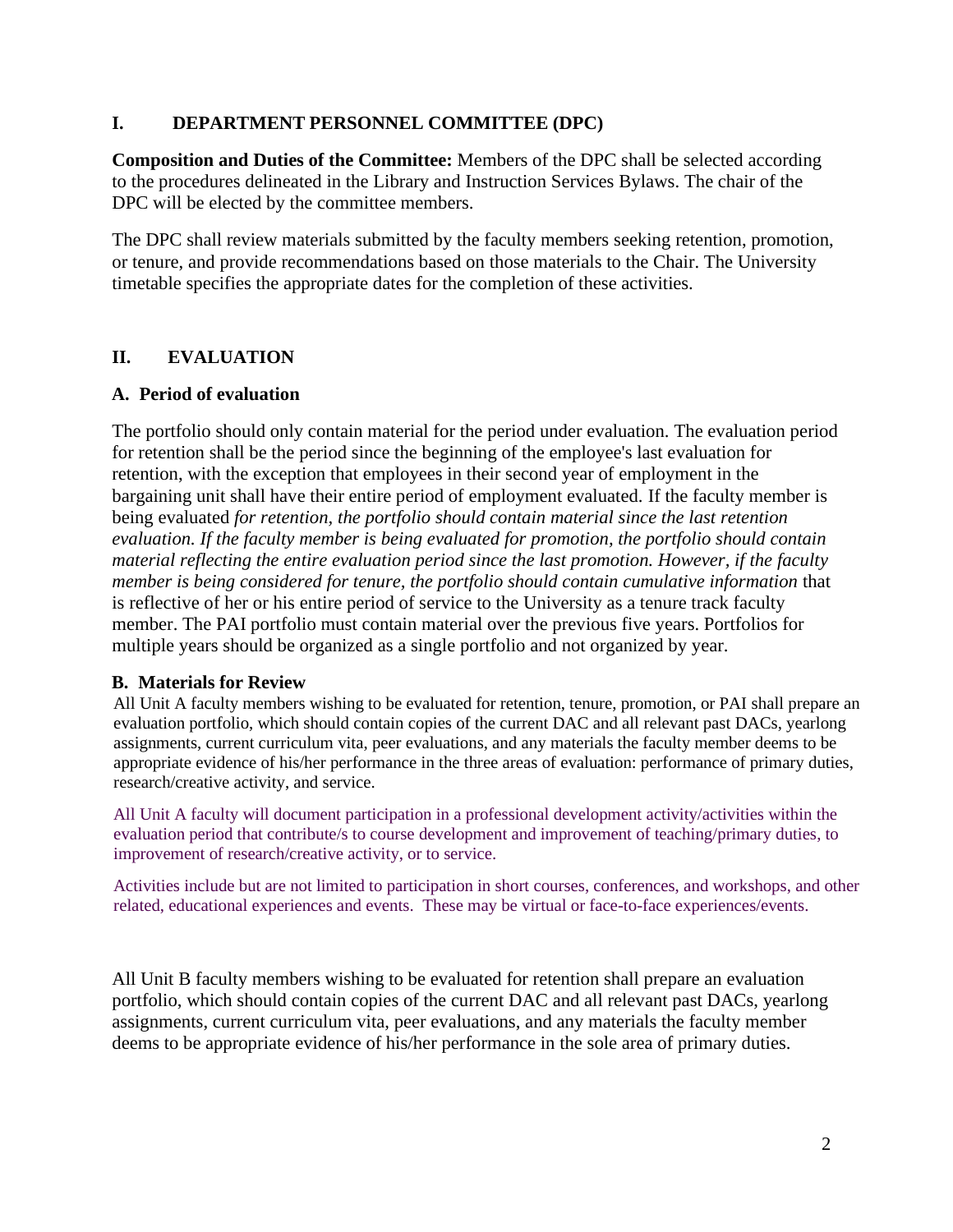## I. DEPARTMENT PERSONNEL COMMITTEE (DPC)

**Composition and Duties of the Committee:** Members of the DPC shall be selected according to the procedures delineated in the Library and Instruction Services Bylaws. The chair of the DPC will be elected by the committee members.

The DPC shall review materials submitted by the faculty members seeking retention, promotion, or tenure, and provide recommendations based on those materials to the Chair. The University timetable specifies the appropriate dates for the completion of these activities.

## II. EVALUATION

### A. Period of evaluation

The portfolio should only contain material for the period under evaluation. The evaluation period for retention shall be the period since the beginning of the employee's last evaluation for retention, with the exception that employees in their second year of employment in the bargaining unit shall have their entire period of employment evaluated. If the faculty member is being evaluated *for retention, the portfolio should contain material since the last retention evaluation. If the faculty member is being evaluated for promotion, the portfolio should contain material reflecting the entire evaluation period since the last promotion. However, if the faculty member is being considered for tenure, the portfolio should contain cumulative information* that is reflective of her or his entire period of service to the University as a tenure track faculty member. The PAI portfolio must contain material over the previous five years. Portfolios for multiple years should be organized as a single portfolio and not organized by year.

### B. Materials for Review

All Unit A faculty members wishing to be evaluated for retention, tenure, promotion, or PAI shall prepare an evaluation portfolio, which should contain copies of the current DAC and all relevant past DACs, yearlong assignments, current curriculum vita, peer evaluations, and any materials the faculty member deems to be appropriate evidence of his/her performance in the three areas of evaluation: performance of primary duties, research/creative activity, and service.

All Unit A faculty will document participation in a professional development activity/activities within the evaluation period that contribute/s to course development and improvement of teaching/primary duties, to improvement of research/creative activity, or to service.

Activities include but are not limited to participation in short courses, conferences, and workshops, and other related, educational experiences and events. These may be virtual or face-to-face experiences/events.

All Unit B faculty members wishing to be evaluated for retention shall prepare an evaluation portfolio, which should contain copies of the current DAC and all relevant past DACs, yearlong assignments, current curriculum vita, peer evaluations, and any materials the faculty member deems to be appropriate evidence of his/her performance in the sole area of primary duties.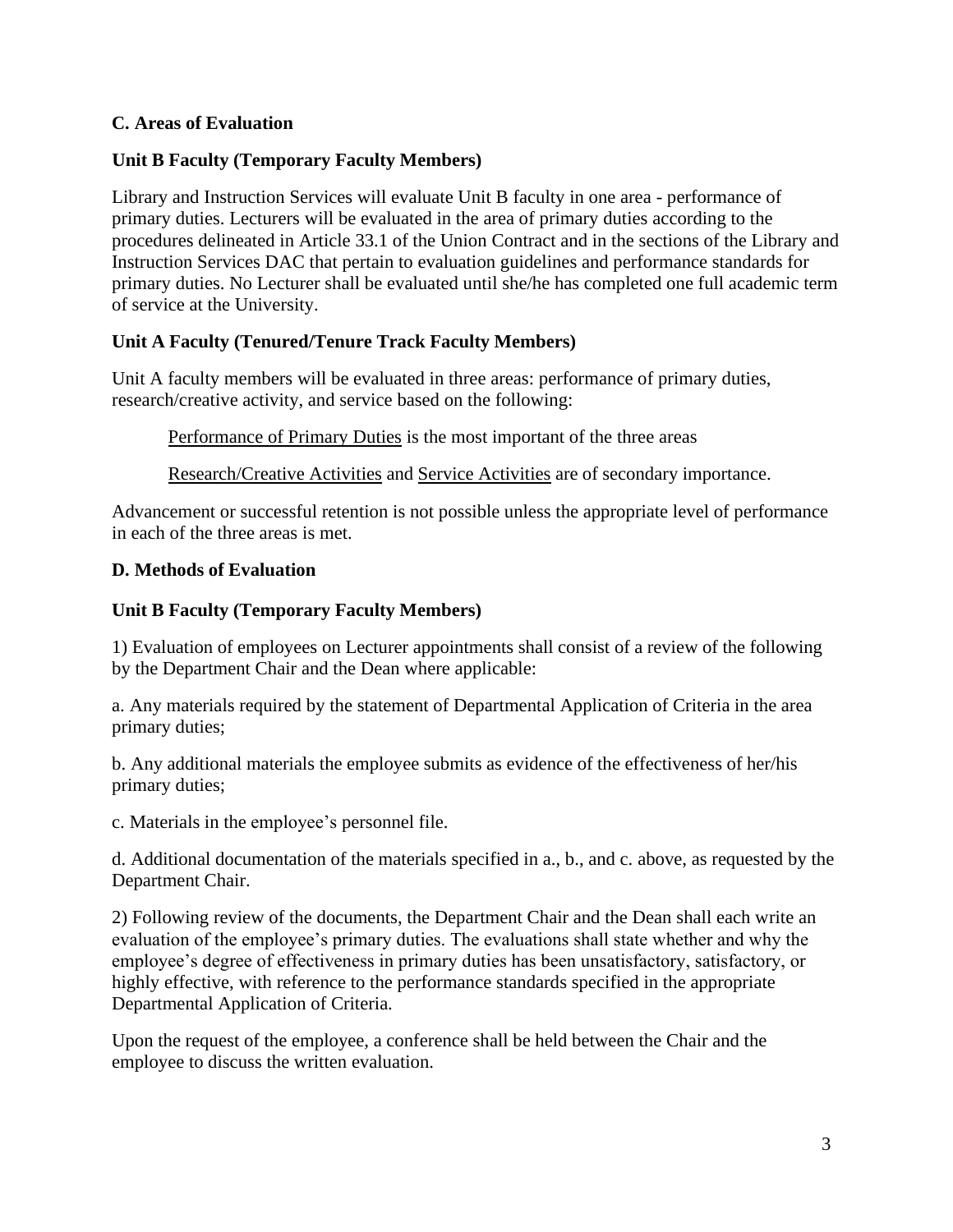**C. Areas of Evaluation**

**Unit B Faculty (Temporary Faculty Members)**

Library and Instruction Services will evaluate Unit B faculty in one area - performance of primary duties. Lecturers will be evaluated in the area of primary duties according to the procedures delineated in Article 33.1 of the Union Contract and in the sections of the Library and Instruction Services DAC that pertain to evaluation guidelines and performance standards for primary duties. No Lecturer shall be evaluated until she/he has completed one full academic term of service at the University.

**Unit A Faculty (Tenured/Tenure Track Faculty Members)**

Unit A faculty members will be evaluated in three areas: performance of primary duties, research/creative activity, and service based on the following:

> Performance of Primary Duties is the most important of the three areas
>
> Research/Creative Activities and Service Activities are of secondary importance.

Advancement or successful retention is not possible unless the appropriate level of performance in each of the three areas is met.

**D. Methods of Evaluation**

**Unit B Faculty (Temporary Faculty Members)**

1) Evaluation of employees on Lecturer appointments shall consist of a review of the following by the Department Chair and the Dean where applicable:

a. Any materials required by the statement of Departmental Application of Criteria in the area primary duties;

b. Any additional materials the employee submits as evidence of the effectiveness of her/his primary duties;

c. Materials in the employee's personnel file.

d. Additional documentation of the materials specified in a., b., and c. above, as requested by the Department Chair.

2) Following review of the documents, the Department Chair and the Dean shall each write an evaluation of the employee's primary duties. The evaluations shall state whether and why the employee's degree of effectiveness in primary duties has been unsatisfactory, satisfactory, or highly effective, with reference to the performance standards specified in the appropriate Departmental Application of Criteria.

Upon the request of the employee, a conference shall be held between the Chair and the employee to discuss the written evaluation.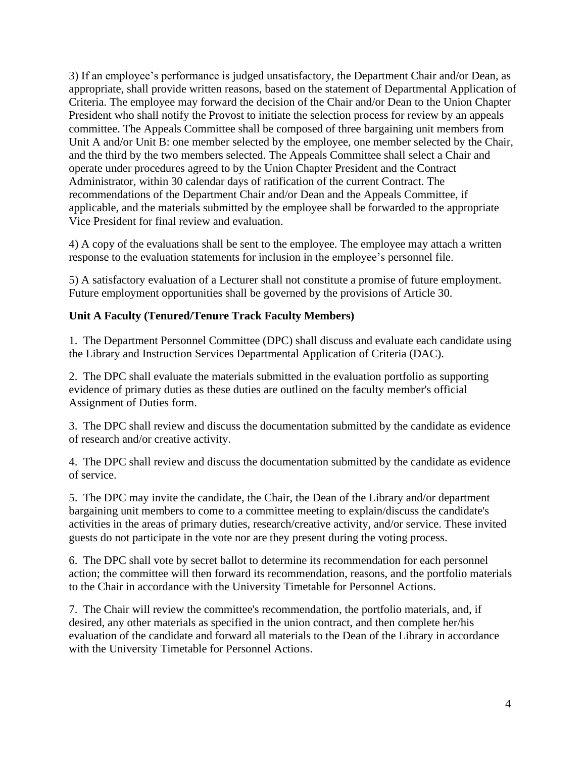3) If an employee's performance is judged unsatisfactory, the Department Chair and/or Dean, as appropriate, shall provide written reasons, based on the statement of Departmental Application of Criteria. The employee may forward the decision of the Chair and/or Dean to the Union Chapter President who shall notify the Provost to initiate the selection process for review by an appeals committee. The Appeals Committee shall be composed of three bargaining unit members from Unit A and/or Unit B: one member selected by the employee, one member selected by the Chair, and the third by the two members selected. The Appeals Committee shall select a Chair and operate under procedures agreed to by the Union Chapter President and the Contract Administrator, within 30 calendar days of ratification of the current Contract. The recommendations of the Department Chair and/or Dean and the Appeals Committee, if applicable, and the materials submitted by the employee shall be forwarded to the appropriate Vice President for final review and evaluation.

4) A copy of the evaluations shall be sent to the employee. The employee may attach a written response to the evaluation statements for inclusion in the employee's personnel file.

5) A satisfactory evaluation of a Lecturer shall not constitute a promise of future employment. Future employment opportunities shall be governed by the provisions of Article 30.

**Unit A Faculty (Tenured/Tenure Track Faculty Members)**

1. The Department Personnel Committee (DPC) shall discuss and evaluate each candidate using the Library and Instruction Services Departmental Application of Criteria (DAC).

2. The DPC shall evaluate the materials submitted in the evaluation portfolio as supporting evidence of primary duties as these duties are outlined on the faculty member's official Assignment of Duties form.

3. The DPC shall review and discuss the documentation submitted by the candidate as evidence of research and/or creative activity.

4. The DPC shall review and discuss the documentation submitted by the candidate as evidence of service.

5. The DPC may invite the candidate, the Chair, the Dean of the Library and/or department bargaining unit members to come to a committee meeting to explain/discuss the candidate's activities in the areas of primary duties, research/creative activity, and/or service. These invited guests do not participate in the vote nor are they present during the voting process.

6. The DPC shall vote by secret ballot to determine its recommendation for each personnel action; the committee will then forward its recommendation, reasons, and the portfolio materials to the Chair in accordance with the University Timetable for Personnel Actions.

7. The Chair will review the committee's recommendation, the portfolio materials, and, if desired, any other materials as specified in the union contract, and then complete her/his evaluation of the candidate and forward all materials to the Dean of the Library in accordance with the University Timetable for Personnel Actions.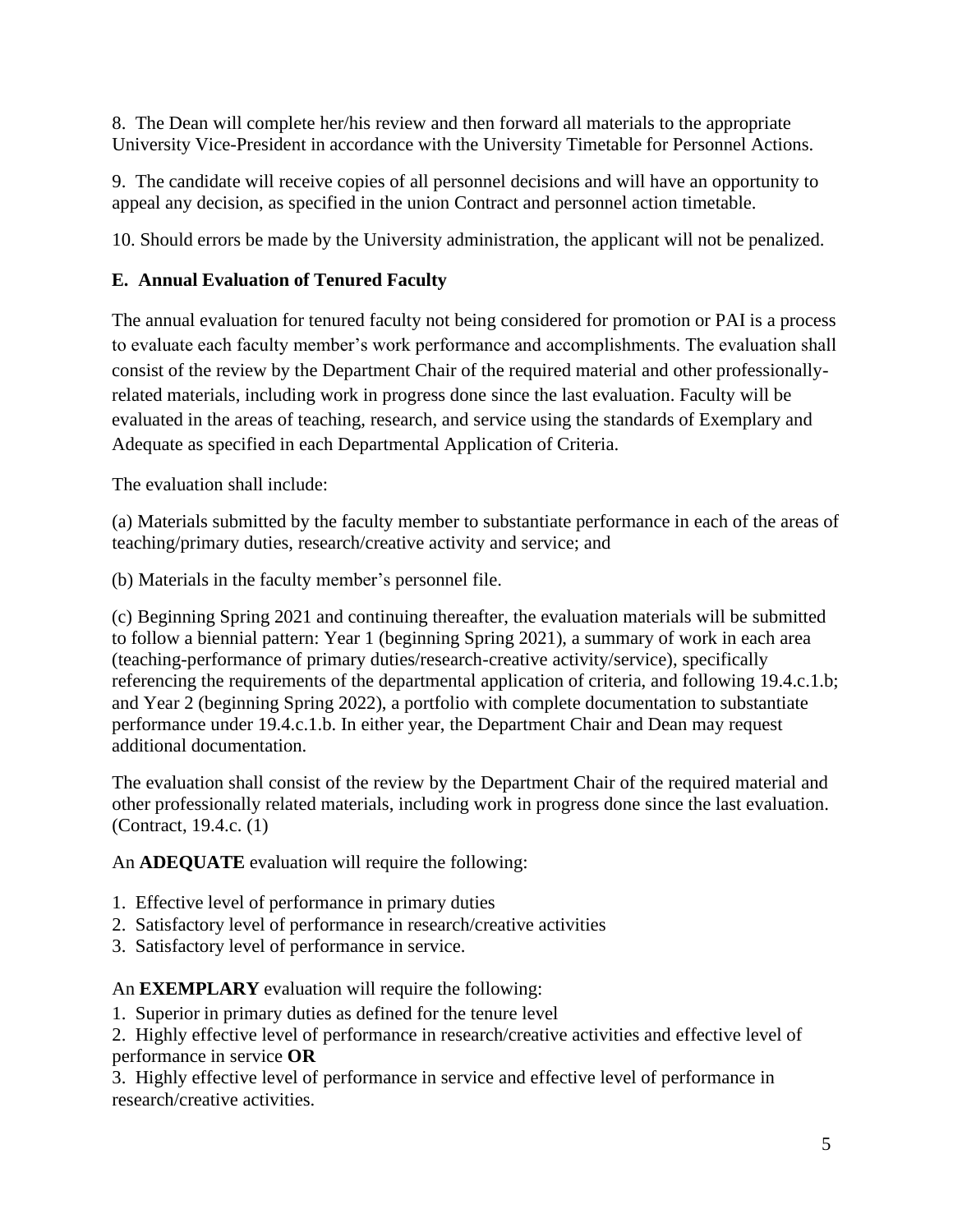8. The Dean will complete her/his review and then forward all materials to the appropriate University Vice-President in accordance with the University Timetable for Personnel Actions.

9. The candidate will receive copies of all personnel decisions and will have an opportunity to appeal any decision, as specified in the union Contract and personnel action timetable.

10. Should errors be made by the University administration, the applicant will not be penalized.

### E. Annual Evaluation of Tenured Faculty

The annual evaluation for tenured faculty not being considered for promotion or PAI is a process to evaluate each faculty member's work performance and accomplishments. The evaluation shall consist of the review by the Department Chair of the required material and other professionally-related materials, including work in progress done since the last evaluation. Faculty will be evaluated in the areas of teaching, research, and service using the standards of Exemplary and Adequate as specified in each Departmental Application of Criteria.

The evaluation shall include:

(a) Materials submitted by the faculty member to substantiate performance in each of the areas of teaching/primary duties, research/creative activity and service; and

(b) Materials in the faculty member's personnel file.

(c) Beginning Spring 2021 and continuing thereafter, the evaluation materials will be submitted to follow a biennial pattern: Year 1 (beginning Spring 2021), a summary of work in each area (teaching-performance of primary duties/research-creative activity/service), specifically referencing the requirements of the departmental application of criteria, and following 19.4.c.1.b; and Year 2 (beginning Spring 2022), a portfolio with complete documentation to substantiate performance under 19.4.c.1.b. In either year, the Department Chair and Dean may request additional documentation.

The evaluation shall consist of the review by the Department Chair of the required material and other professionally related materials, including work in progress done since the last evaluation. (Contract, 19.4.c. (1)

An **ADEQUATE** evaluation will require the following:

1. Effective level of performance in primary duties
2. Satisfactory level of performance in research/creative activities
3. Satisfactory level of performance in service.

An **EXEMPLARY** evaluation will require the following:

1. Superior in primary duties as defined for the tenure level
2. Highly effective level of performance in research/creative activities and effective level of performance in service **OR**
3. Highly effective level of performance in service and effective level of performance in research/creative activities.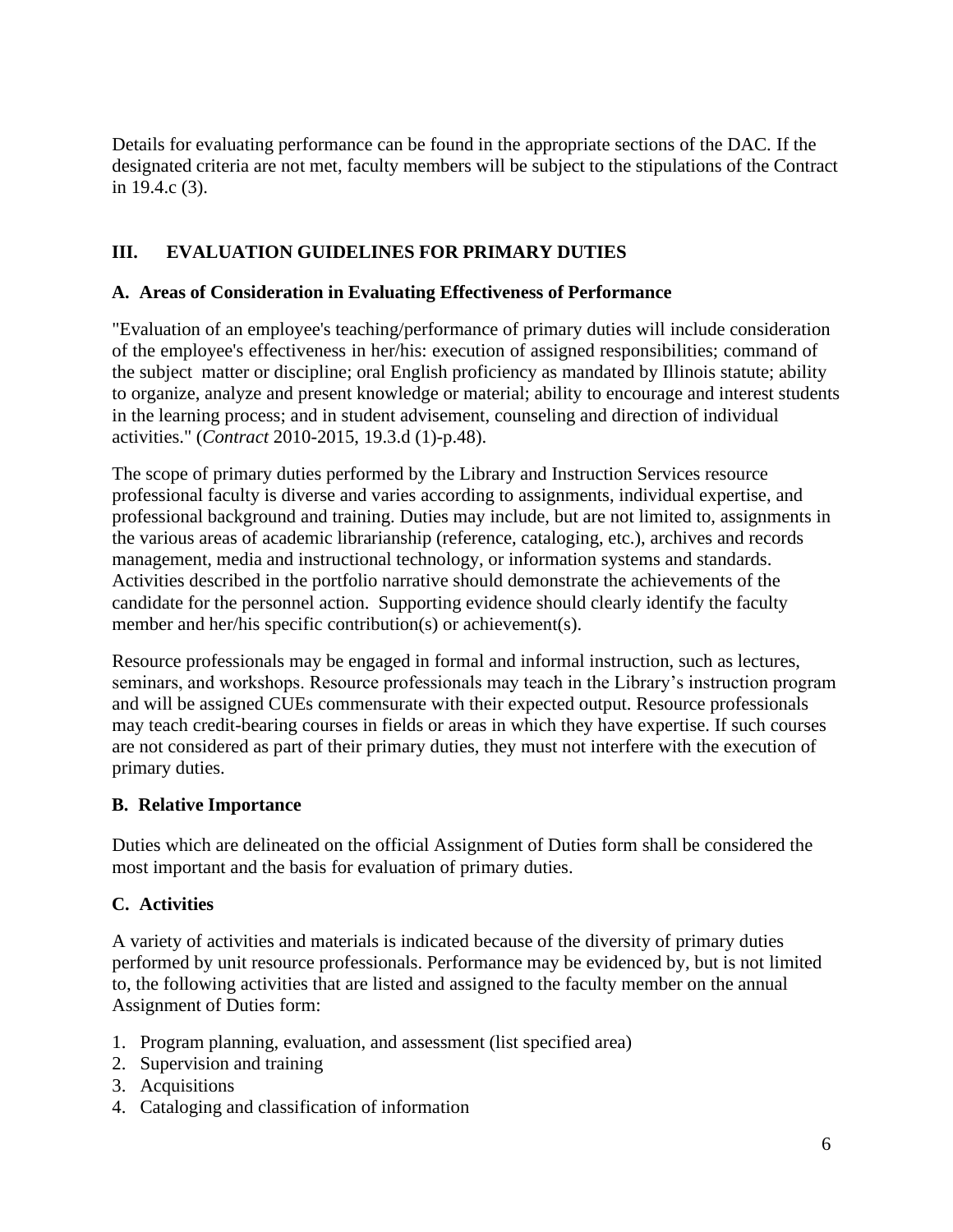Details for evaluating performance can be found in the appropriate sections of the DAC. If the designated criteria are not met, faculty members will be subject to the stipulations of the Contract in 19.4.c (3).

## III. EVALUATION GUIDELINES FOR PRIMARY DUTIES

### A. Areas of Consideration in Evaluating Effectiveness of Performance

"Evaluation of an employee's teaching/performance of primary duties will include consideration of the employee's effectiveness in her/his: execution of assigned responsibilities; command of the subject matter or discipline; oral English proficiency as mandated by Illinois statute; ability to organize, analyze and present knowledge or material; ability to encourage and interest students in the learning process; and in student advisement, counseling and direction of individual activities." (*Contract* 2010-2015, 19.3.d (1)-p.48).

The scope of primary duties performed by the Library and Instruction Services resource professional faculty is diverse and varies according to assignments, individual expertise, and professional background and training. Duties may include, but are not limited to, assignments in the various areas of academic librarianship (reference, cataloging, etc.), archives and records management, media and instructional technology, or information systems and standards. Activities described in the portfolio narrative should demonstrate the achievements of the candidate for the personnel action. Supporting evidence should clearly identify the faculty member and her/his specific contribution(s) or achievement(s).

Resource professionals may be engaged in formal and informal instruction, such as lectures, seminars, and workshops. Resource professionals may teach in the Library's instruction program and will be assigned CUEs commensurate with their expected output. Resource professionals may teach credit-bearing courses in fields or areas in which they have expertise. If such courses are not considered as part of their primary duties, they must not interfere with the execution of primary duties.

### B. Relative Importance

Duties which are delineated on the official Assignment of Duties form shall be considered the most important and the basis for evaluation of primary duties.

### C. Activities

A variety of activities and materials is indicated because of the diversity of primary duties performed by unit resource professionals. Performance may be evidenced by, but is not limited to, the following activities that are listed and assigned to the faculty member on the annual Assignment of Duties form:

1. Program planning, evaluation, and assessment (list specified area)
2. Supervision and training
3. Acquisitions
4. Cataloging and classification of information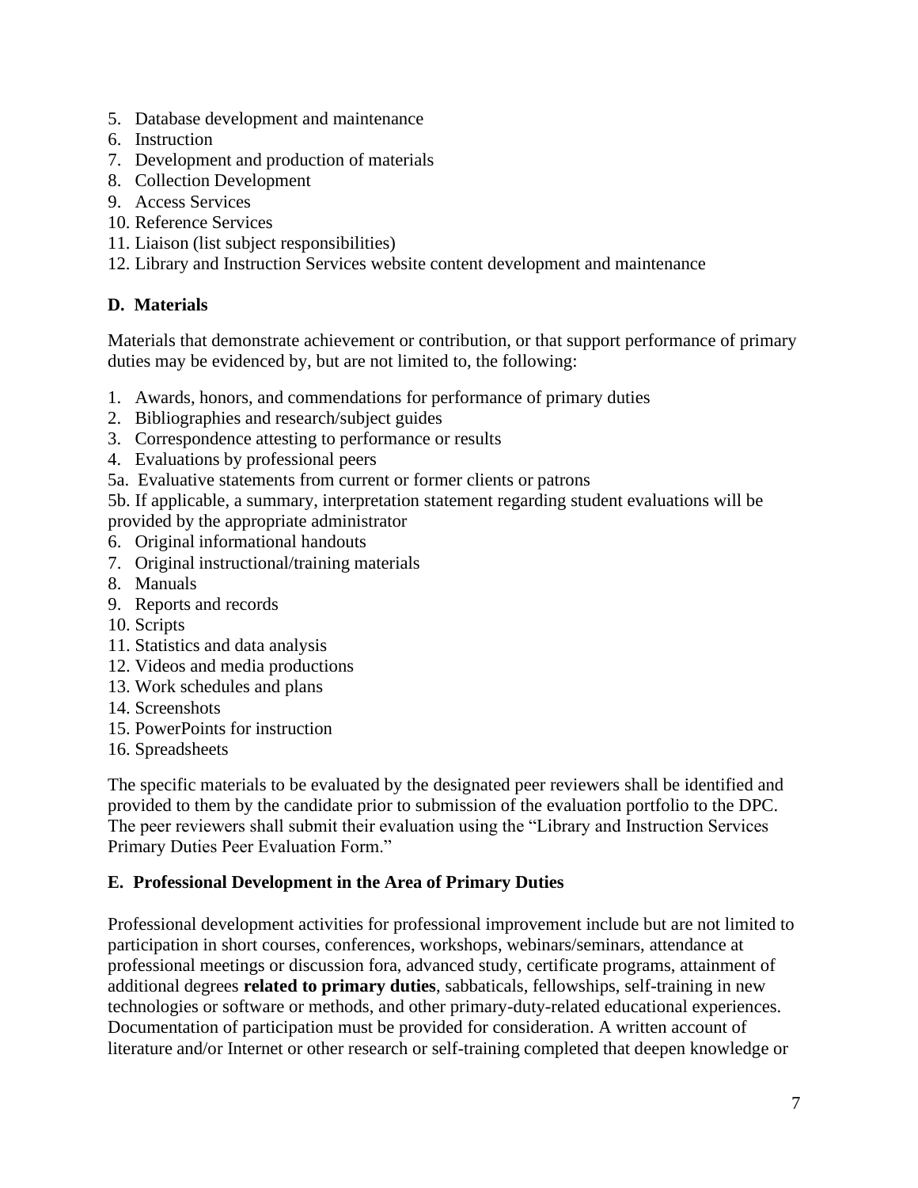5. Database development and maintenance
6. Instruction
7. Development and production of materials
8. Collection Development
9. Access Services
10. Reference Services
11. Liaison (list subject responsibilities)
12. Library and Instruction Services website content development and maintenance

### D. Materials

Materials that demonstrate achievement or contribution, or that support performance of primary duties may be evidenced by, but are not limited to, the following:

1. Awards, honors, and commendations for performance of primary duties
2. Bibliographies and research/subject guides
3. Correspondence attesting to performance or results
4. Evaluations by professional peers

5a. Evaluative statements from current or former clients or patrons

5b. If applicable, a summary, interpretation statement regarding student evaluations will be provided by the appropriate administrator

6. Original informational handouts
7. Original instructional/training materials
8. Manuals
9. Reports and records
10. Scripts
11. Statistics and data analysis
12. Videos and media productions
13. Work schedules and plans
14. Screenshots
15. PowerPoints for instruction
16. Spreadsheets

The specific materials to be evaluated by the designated peer reviewers shall be identified and provided to them by the candidate prior to submission of the evaluation portfolio to the DPC. The peer reviewers shall submit their evaluation using the "Library and Instruction Services Primary Duties Peer Evaluation Form."

### E. Professional Development in the Area of Primary Duties

Professional development activities for professional improvement include but are not limited to participation in short courses, conferences, workshops, webinars/seminars, attendance at professional meetings or discussion fora, advanced study, certificate programs, attainment of additional degrees **related to primary duties**, sabbaticals, fellowships, self-training in new technologies or software or methods, and other primary-duty-related educational experiences. Documentation of participation must be provided for consideration. A written account of literature and/or Internet or other research or self-training completed that deepen knowledge or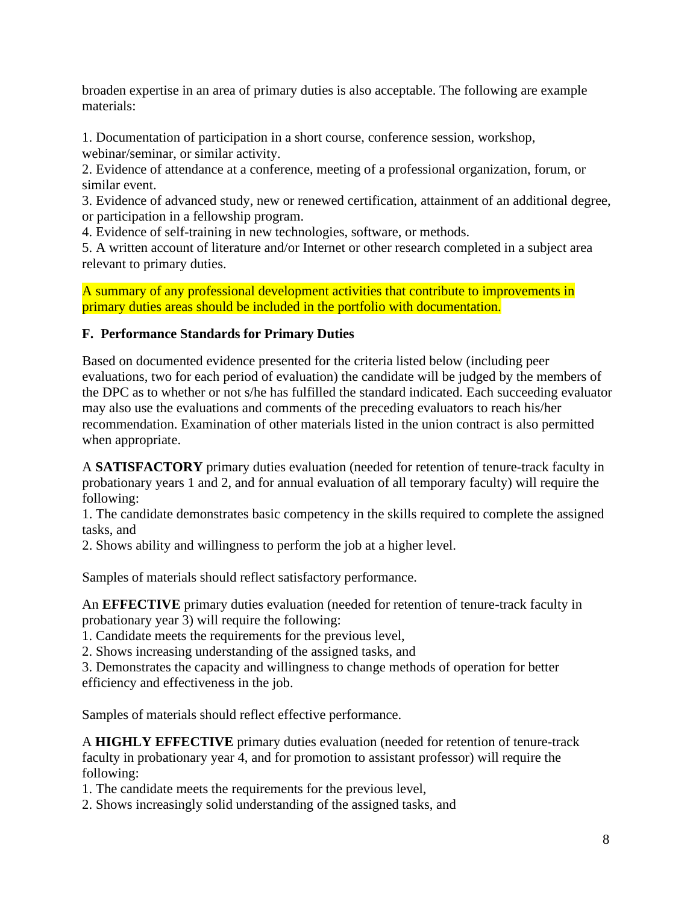broaden expertise in an area of primary duties is also acceptable. The following are example materials:

1. Documentation of participation in a short course, conference session, workshop, webinar/seminar, or similar activity.
2. Evidence of attendance at a conference, meeting of a professional organization, forum, or similar event.
3. Evidence of advanced study, new or renewed certification, attainment of an additional degree, or participation in a fellowship program.
4. Evidence of self-training in new technologies, software, or methods.
5. A written account of literature and/or Internet or other research completed in a subject area relevant to primary duties.

A summary of any professional development activities that contribute to improvements in primary duties areas should be included in the portfolio with documentation.

### F. Performance Standards for Primary Duties

Based on documented evidence presented for the criteria listed below (including peer evaluations, two for each period of evaluation) the candidate will be judged by the members of the DPC as to whether or not s/he has fulfilled the standard indicated. Each succeeding evaluator may also use the evaluations and comments of the preceding evaluators to reach his/her recommendation. Examination of other materials listed in the union contract is also permitted when appropriate.

A **SATISFACTORY** primary duties evaluation (needed for retention of tenure-track faculty in probationary years 1 and 2, and for annual evaluation of all temporary faculty) will require the following:
1. The candidate demonstrates basic competency in the skills required to complete the assigned tasks, and
2. Shows ability and willingness to perform the job at a higher level.

Samples of materials should reflect satisfactory performance.

An **EFFECTIVE** primary duties evaluation (needed for retention of tenure-track faculty in probationary year 3) will require the following:
1. Candidate meets the requirements for the previous level,
2. Shows increasing understanding of the assigned tasks, and
3. Demonstrates the capacity and willingness to change methods of operation for better efficiency and effectiveness in the job.

Samples of materials should reflect effective performance.

A **HIGHLY EFFECTIVE** primary duties evaluation (needed for retention of tenure-track faculty in probationary year 4, and for promotion to assistant professor) will require the following:
1. The candidate meets the requirements for the previous level,
2. Shows increasingly solid understanding of the assigned tasks, and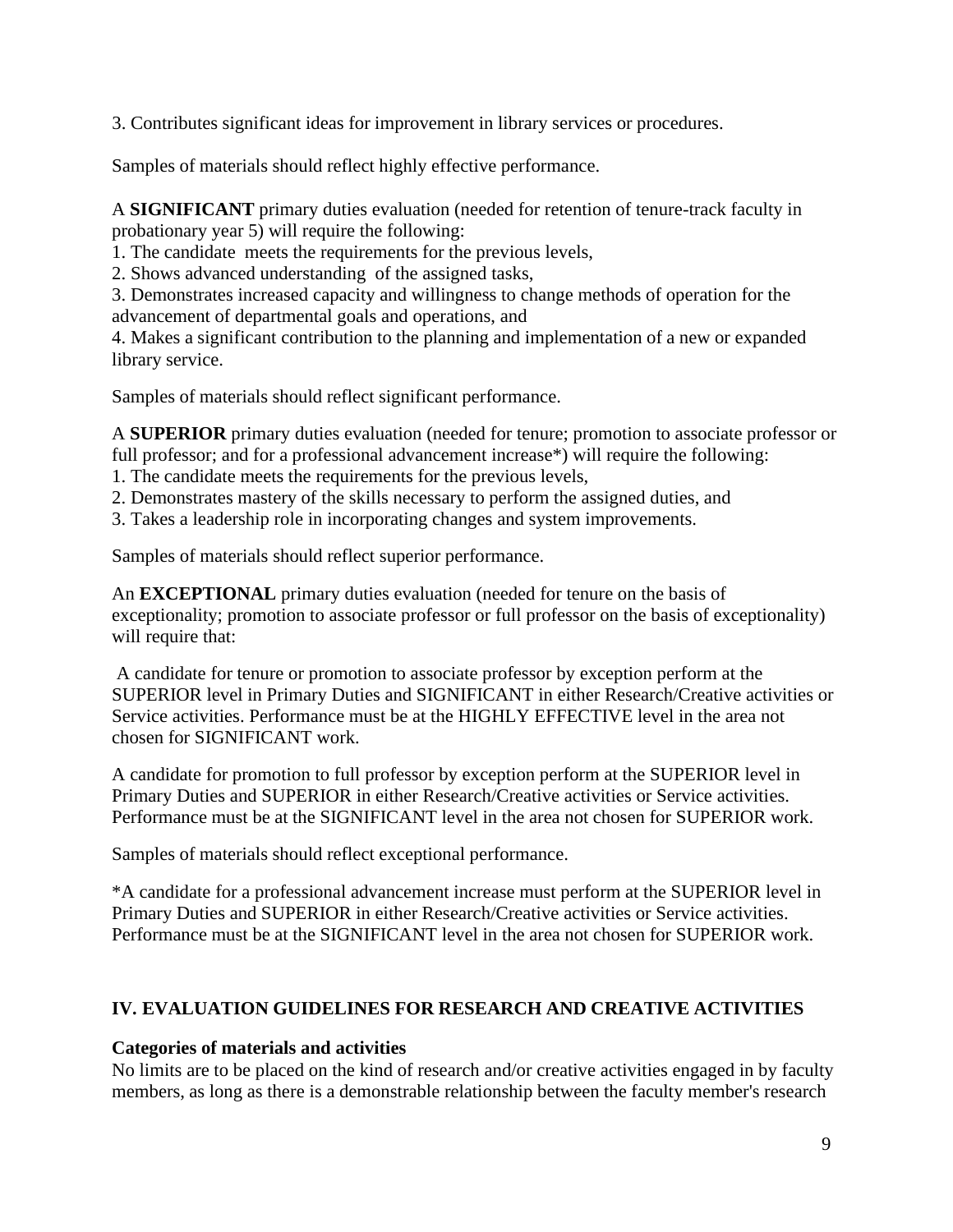3. Contributes significant ideas for improvement in library services or procedures.

Samples of materials should reflect highly effective performance.

A **SIGNIFICANT** primary duties evaluation (needed for retention of tenure-track faculty in probationary year 5) will require the following:

1. The candidate meets the requirements for the previous levels,
2. Shows advanced understanding of the assigned tasks,
3. Demonstrates increased capacity and willingness to change methods of operation for the advancement of departmental goals and operations, and
4. Makes a significant contribution to the planning and implementation of a new or expanded library service.

Samples of materials should reflect significant performance.

A **SUPERIOR** primary duties evaluation (needed for tenure; promotion to associate professor or full professor; and for a professional advancement increase*) will require the following:

1. The candidate meets the requirements for the previous levels,
2. Demonstrates mastery of the skills necessary to perform the assigned duties, and
3. Takes a leadership role in incorporating changes and system improvements.

Samples of materials should reflect superior performance.

An **EXCEPTIONAL** primary duties evaluation (needed for tenure on the basis of exceptionality; promotion to associate professor or full professor on the basis of exceptionality) will require that:

A candidate for tenure or promotion to associate professor by exception perform at the SUPERIOR level in Primary Duties and SIGNIFICANT in either Research/Creative activities or Service activities. Performance must be at the HIGHLY EFFECTIVE level in the area not chosen for SIGNIFICANT work.

A candidate for promotion to full professor by exception perform at the SUPERIOR level in Primary Duties and SUPERIOR in either Research/Creative activities or Service activities. Performance must be at the SIGNIFICANT level in the area not chosen for SUPERIOR work.

Samples of materials should reflect exceptional performance.

*A candidate for a professional advancement increase must perform at the SUPERIOR level in Primary Duties and SUPERIOR in either Research/Creative activities or Service activities. Performance must be at the SIGNIFICANT level in the area not chosen for SUPERIOR work.

## IV. EVALUATION GUIDELINES FOR RESEARCH AND CREATIVE ACTIVITIES

### Categories of materials and activities

No limits are to be placed on the kind of research and/or creative activities engaged in by faculty members, as long as there is a demonstrable relationship between the faculty member's research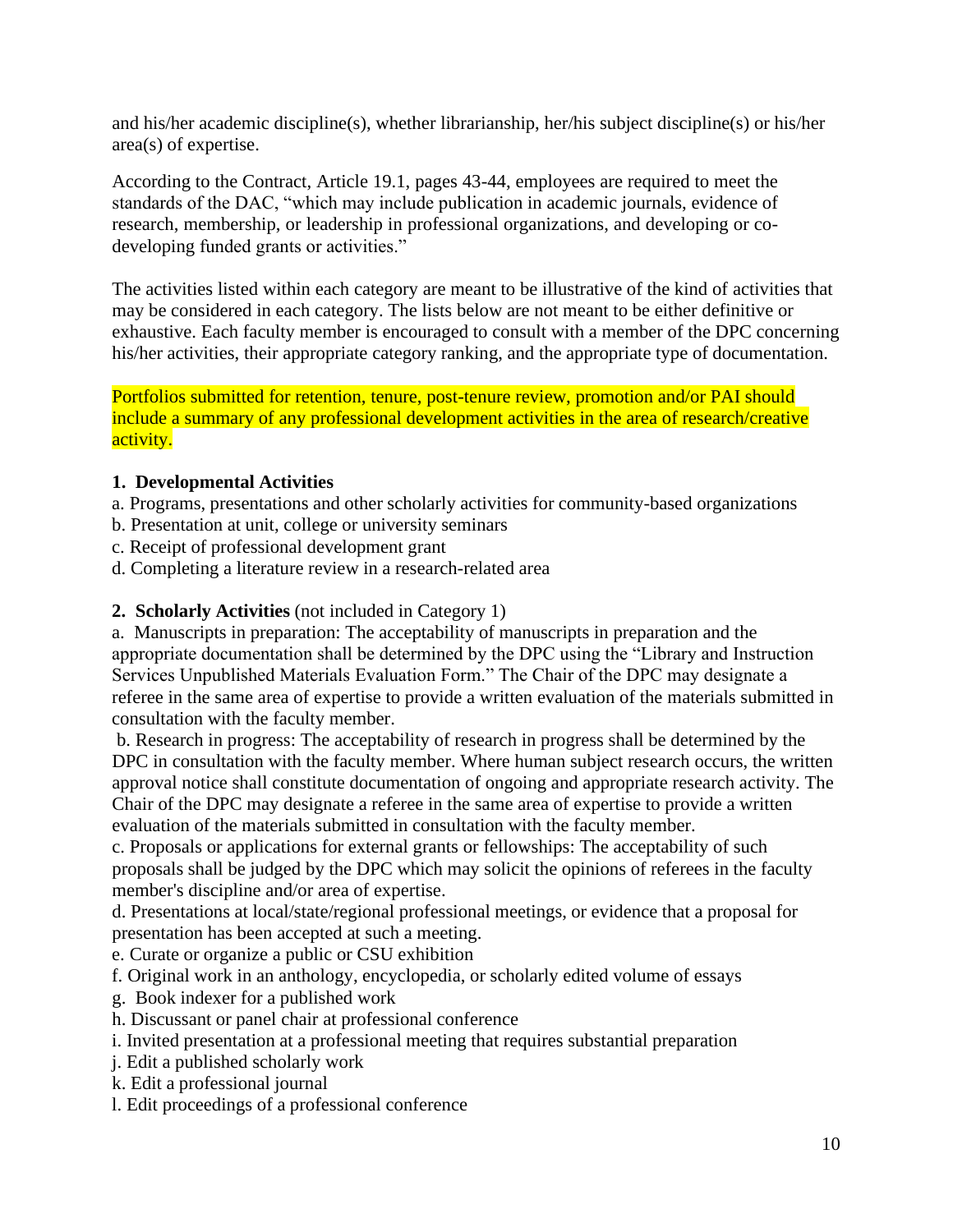and his/her academic discipline(s), whether librarianship, her/his subject discipline(s) or his/her area(s) of expertise.

According to the Contract, Article 19.1, pages 43-44, employees are required to meet the standards of the DAC, "which may include publication in academic journals, evidence of research, membership, or leadership in professional organizations, and developing or co-developing funded grants or activities."

The activities listed within each category are meant to be illustrative of the kind of activities that may be considered in each category. The lists below are not meant to be either definitive or exhaustive. Each faculty member is encouraged to consult with a member of the DPC concerning his/her activities, their appropriate category ranking, and the appropriate type of documentation.

Portfolios submitted for retention, tenure, post-tenure review, promotion and/or PAI should include a summary of any professional development activities in the area of research/creative activity.

**1. Developmental Activities**

a. Programs, presentations and other scholarly activities for community-based organizations
b. Presentation at unit, college or university seminars
c. Receipt of professional development grant
d. Completing a literature review in a research-related area

**2. Scholarly Activities** (not included in Category 1)

a. Manuscripts in preparation: The acceptability of manuscripts in preparation and the appropriate documentation shall be determined by the DPC using the "Library and Instruction Services Unpublished Materials Evaluation Form." The Chair of the DPC may designate a referee in the same area of expertise to provide a written evaluation of the materials submitted in consultation with the faculty member.
b. Research in progress: The acceptability of research in progress shall be determined by the DPC in consultation with the faculty member. Where human subject research occurs, the written approval notice shall constitute documentation of ongoing and appropriate research activity. The Chair of the DPC may designate a referee in the same area of expertise to provide a written evaluation of the materials submitted in consultation with the faculty member.
c. Proposals or applications for external grants or fellowships: The acceptability of such proposals shall be judged by the DPC which may solicit the opinions of referees in the faculty member's discipline and/or area of expertise.
d. Presentations at local/state/regional professional meetings, or evidence that a proposal for presentation has been accepted at such a meeting.
e. Curate or organize a public or CSU exhibition
f. Original work in an anthology, encyclopedia, or scholarly edited volume of essays
g. Book indexer for a published work
h. Discussant or panel chair at professional conference
i. Invited presentation at a professional meeting that requires substantial preparation
j. Edit a published scholarly work
k. Edit a professional journal
l. Edit proceedings of a professional conference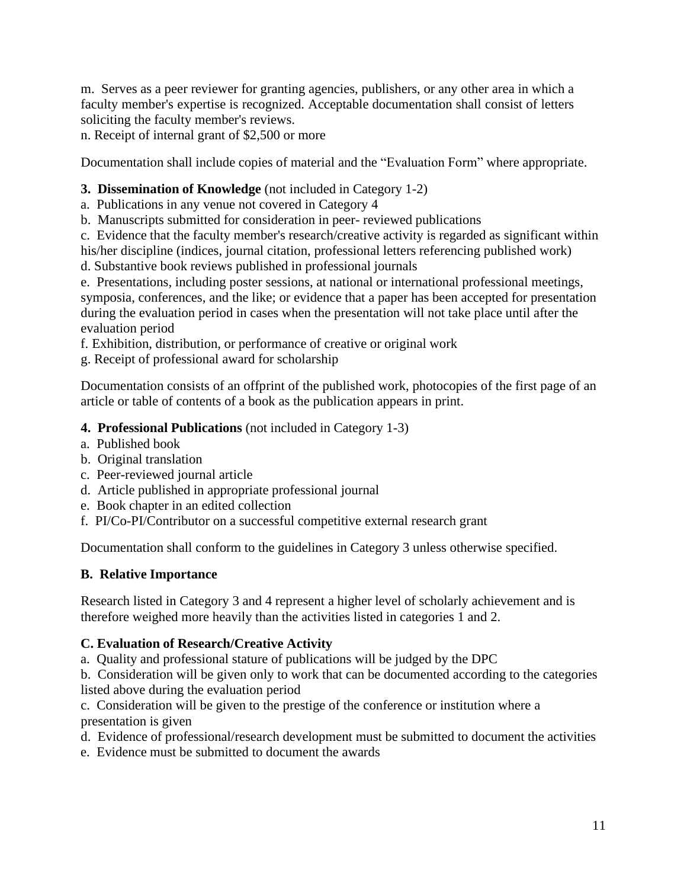m. Serves as a peer reviewer for granting agencies, publishers, or any other area in which a faculty member's expertise is recognized. Acceptable documentation shall consist of letters soliciting the faculty member's reviews.
n. Receipt of internal grant of $2,500 or more

Documentation shall include copies of material and the "Evaluation Form" where appropriate.

**3. Dissemination of Knowledge** (not included in Category 1-2)
a. Publications in any venue not covered in Category 4
b. Manuscripts submitted for consideration in peer- reviewed publications
c. Evidence that the faculty member's research/creative activity is regarded as significant within his/her discipline (indices, journal citation, professional letters referencing published work)
d. Substantive book reviews published in professional journals
e. Presentations, including poster sessions, at national or international professional meetings, symposia, conferences, and the like; or evidence that a paper has been accepted for presentation during the evaluation period in cases when the presentation will not take place until after the evaluation period
f. Exhibition, distribution, or performance of creative or original work
g. Receipt of professional award for scholarship

Documentation consists of an offprint of the published work, photocopies of the first page of an article or table of contents of a book as the publication appears in print.

**4. Professional Publications** (not included in Category 1-3)
a. Published book
b. Original translation
c. Peer-reviewed journal article
d. Article published in appropriate professional journal
e. Book chapter in an edited collection
f. PI/Co-PI/Contributor on a successful competitive external research grant

Documentation shall conform to the guidelines in Category 3 unless otherwise specified.

**B. Relative Importance**

Research listed in Category 3 and 4 represent a higher level of scholarly achievement and is therefore weighed more heavily than the activities listed in categories 1 and 2.

**C. Evaluation of Research/Creative Activity**
a. Quality and professional stature of publications will be judged by the DPC
b. Consideration will be given only to work that can be documented according to the categories listed above during the evaluation period
c. Consideration will be given to the prestige of the conference or institution where a presentation is given
d. Evidence of professional/research development must be submitted to document the activities
e. Evidence must be submitted to document the awards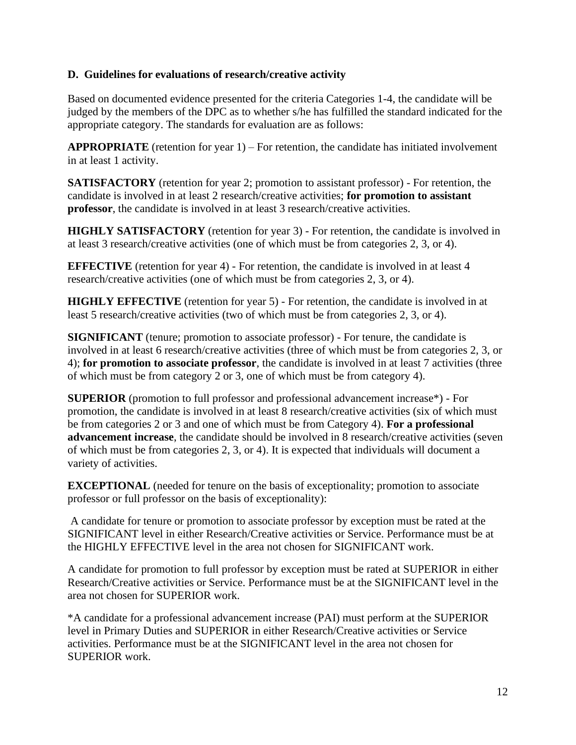### D. Guidelines for evaluations of research/creative activity

Based on documented evidence presented for the criteria Categories 1-4, the candidate will be judged by the members of the DPC as to whether s/he has fulfilled the standard indicated for the appropriate category. The standards for evaluation are as follows:

**APPROPRIATE** (retention for year 1) – For retention, the candidate has initiated involvement in at least 1 activity.

**SATISFACTORY** (retention for year 2; promotion to assistant professor) - For retention, the candidate is involved in at least 2 research/creative activities; **for promotion to assistant professor**, the candidate is involved in at least 3 research/creative activities.

**HIGHLY SATISFACTORY** (retention for year 3) - For retention, the candidate is involved in at least 3 research/creative activities (one of which must be from categories 2, 3, or 4).

**EFFECTIVE** (retention for year 4) - For retention, the candidate is involved in at least 4 research/creative activities (one of which must be from categories 2, 3, or 4).

**HIGHLY EFFECTIVE** (retention for year 5) - For retention, the candidate is involved in at least 5 research/creative activities (two of which must be from categories 2, 3, or 4).

**SIGNIFICANT** (tenure; promotion to associate professor) - For tenure, the candidate is involved in at least 6 research/creative activities (three of which must be from categories 2, 3, or 4); **for promotion to associate professor**, the candidate is involved in at least 7 activities (three of which must be from category 2 or 3, one of which must be from category 4).

**SUPERIOR** (promotion to full professor and professional advancement increase*) - For promotion, the candidate is involved in at least 8 research/creative activities (six of which must be from categories 2 or 3 and one of which must be from Category 4). **For a professional advancement increase**, the candidate should be involved in 8 research/creative activities (seven of which must be from categories 2, 3, or 4). It is expected that individuals will document a variety of activities.

**EXCEPTIONAL** (needed for tenure on the basis of exceptionality; promotion to associate professor or full professor on the basis of exceptionality):

A candidate for tenure or promotion to associate professor by exception must be rated at the SIGNIFICANT level in either Research/Creative activities or Service. Performance must be at the HIGHLY EFFECTIVE level in the area not chosen for SIGNIFICANT work.

A candidate for promotion to full professor by exception must be rated at SUPERIOR in either Research/Creative activities or Service. Performance must be at the SIGNIFICANT level in the area not chosen for SUPERIOR work.

*A candidate for a professional advancement increase (PAI) must perform at the SUPERIOR level in Primary Duties and SUPERIOR in either Research/Creative activities or Service activities. Performance must be at the SIGNIFICANT level in the area not chosen for SUPERIOR work.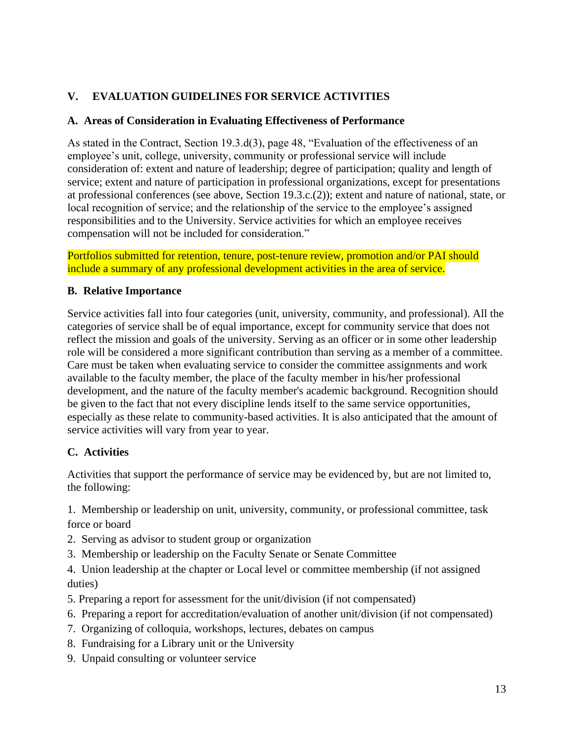## V. EVALUATION GUIDELINES FOR SERVICE ACTIVITIES

### A. Areas of Consideration in Evaluating Effectiveness of Performance

As stated in the Contract, Section 19.3.d(3), page 48, "Evaluation of the effectiveness of an employee's unit, college, university, community or professional service will include consideration of: extent and nature of leadership; degree of participation; quality and length of service; extent and nature of participation in professional organizations, except for presentations at professional conferences (see above, Section 19.3.c.(2)); extent and nature of national, state, or local recognition of service; and the relationship of the service to the employee's assigned responsibilities and to the University. Service activities for which an employee receives compensation will not be included for consideration."

Portfolios submitted for retention, tenure, post-tenure review, promotion and/or PAI should include a summary of any professional development activities in the area of service.

### B. Relative Importance

Service activities fall into four categories (unit, university, community, and professional). All the categories of service shall be of equal importance, except for community service that does not reflect the mission and goals of the university. Serving as an officer or in some other leadership role will be considered a more significant contribution than serving as a member of a committee. Care must be taken when evaluating service to consider the committee assignments and work available to the faculty member, the place of the faculty member in his/her professional development, and the nature of the faculty member's academic background. Recognition should be given to the fact that not every discipline lends itself to the same service opportunities, especially as these relate to community-based activities. It is also anticipated that the amount of service activities will vary from year to year.

### C. Activities

Activities that support the performance of service may be evidenced by, but are not limited to, the following:

1. Membership or leadership on unit, university, community, or professional committee, task force or board
2. Serving as advisor to student group or organization
3. Membership or leadership on the Faculty Senate or Senate Committee
4. Union leadership at the chapter or Local level or committee membership (if not assigned duties)
5. Preparing a report for assessment for the unit/division (if not compensated)
6. Preparing a report for accreditation/evaluation of another unit/division (if not compensated)
7. Organizing of colloquia, workshops, lectures, debates on campus
8. Fundraising for a Library unit or the University
9. Unpaid consulting or volunteer service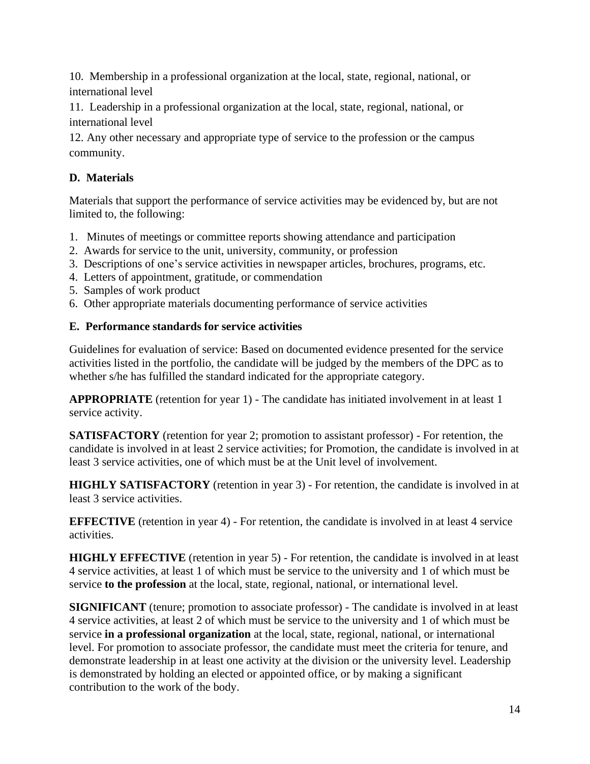10. Membership in a professional organization at the local, state, regional, national, or international level
11. Leadership in a professional organization at the local, state, regional, national, or international level
12. Any other necessary and appropriate type of service to the profession or the campus community.

### D. Materials

Materials that support the performance of service activities may be evidenced by, but are not limited to, the following:

1. Minutes of meetings or committee reports showing attendance and participation
2. Awards for service to the unit, university, community, or profession
3. Descriptions of one's service activities in newspaper articles, brochures, programs, etc.
4. Letters of appointment, gratitude, or commendation
5. Samples of work product
6. Other appropriate materials documenting performance of service activities

### E. Performance standards for service activities

Guidelines for evaluation of service: Based on documented evidence presented for the service activities listed in the portfolio, the candidate will be judged by the members of the DPC as to whether s/he has fulfilled the standard indicated for the appropriate category.

**APPROPRIATE** (retention for year 1) - The candidate has initiated involvement in at least 1 service activity.

**SATISFACTORY** (retention for year 2; promotion to assistant professor) - For retention, the candidate is involved in at least 2 service activities; for Promotion, the candidate is involved in at least 3 service activities, one of which must be at the Unit level of involvement.

**HIGHLY SATISFACTORY** (retention in year 3) - For retention, the candidate is involved in at least 3 service activities.

**EFFECTIVE** (retention in year 4) - For retention, the candidate is involved in at least 4 service activities.

**HIGHLY EFFECTIVE** (retention in year 5) - For retention, the candidate is involved in at least 4 service activities, at least 1 of which must be service to the university and 1 of which must be service **to the profession** at the local, state, regional, national, or international level.

**SIGNIFICANT** (tenure; promotion to associate professor) - The candidate is involved in at least 4 service activities, at least 2 of which must be service to the university and 1 of which must be service **in a professional organization** at the local, state, regional, national, or international level. For promotion to associate professor, the candidate must meet the criteria for tenure, and demonstrate leadership in at least one activity at the division or the university level. Leadership is demonstrated by holding an elected or appointed office, or by making a significant contribution to the work of the body.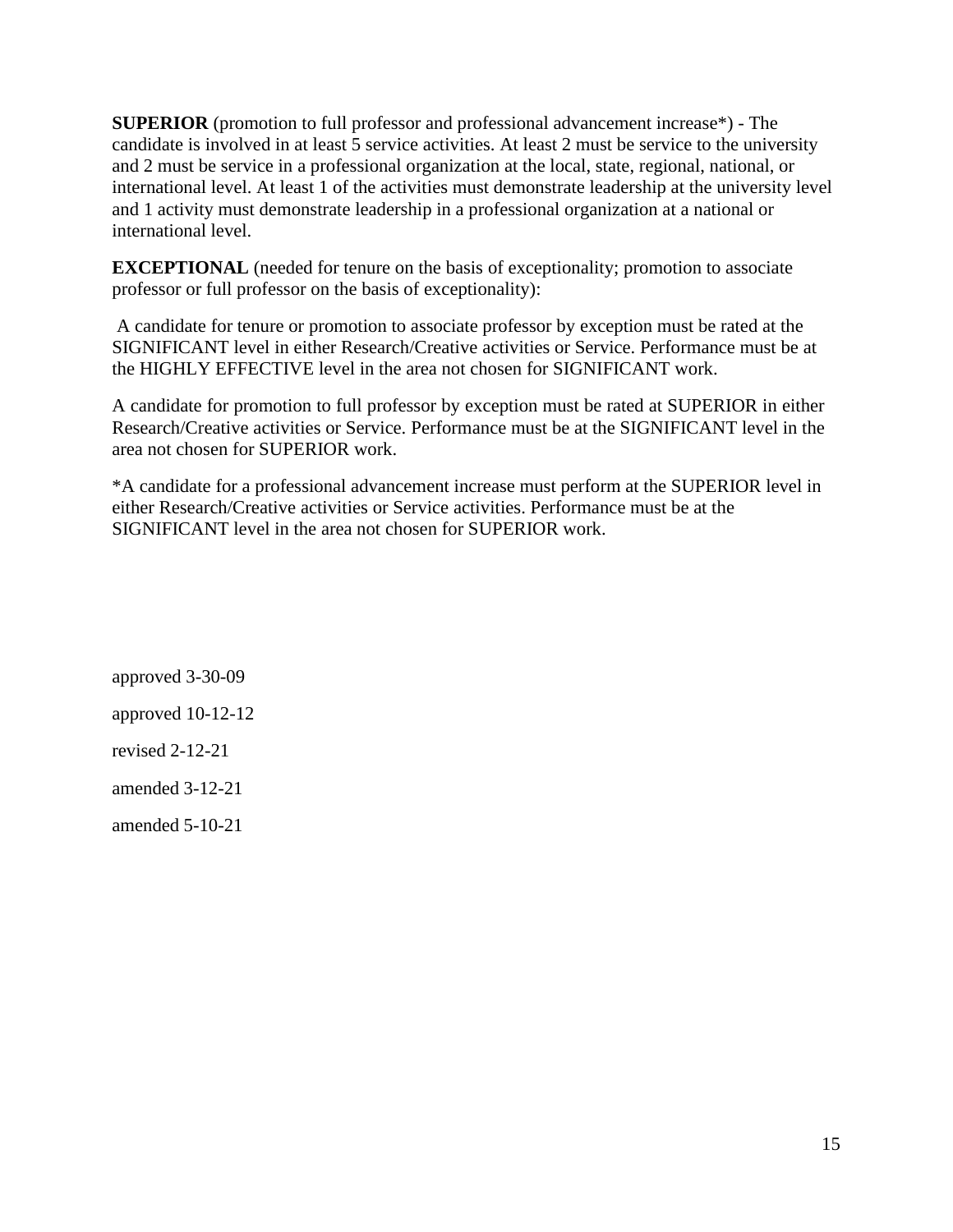**SUPERIOR** (promotion to full professor and professional advancement increase*) - The candidate is involved in at least 5 service activities. At least 2 must be service to the university and 2 must be service in a professional organization at the local, state, regional, national, or international level. At least 1 of the activities must demonstrate leadership at the university level and 1 activity must demonstrate leadership in a professional organization at a national or international level.

**EXCEPTIONAL** (needed for tenure on the basis of exceptionality; promotion to associate professor or full professor on the basis of exceptionality):

A candidate for tenure or promotion to associate professor by exception must be rated at the SIGNIFICANT level in either Research/Creative activities or Service. Performance must be at the HIGHLY EFFECTIVE level in the area not chosen for SIGNIFICANT work.

A candidate for promotion to full professor by exception must be rated at SUPERIOR in either Research/Creative activities or Service. Performance must be at the SIGNIFICANT level in the area not chosen for SUPERIOR work.

*A candidate for a professional advancement increase must perform at the SUPERIOR level in either Research/Creative activities or Service activities. Performance must be at the SIGNIFICANT level in the area not chosen for SUPERIOR work.

approved 3-30-09

approved 10-12-12

revised 2-12-21

amended 3-12-21

amended 5-10-21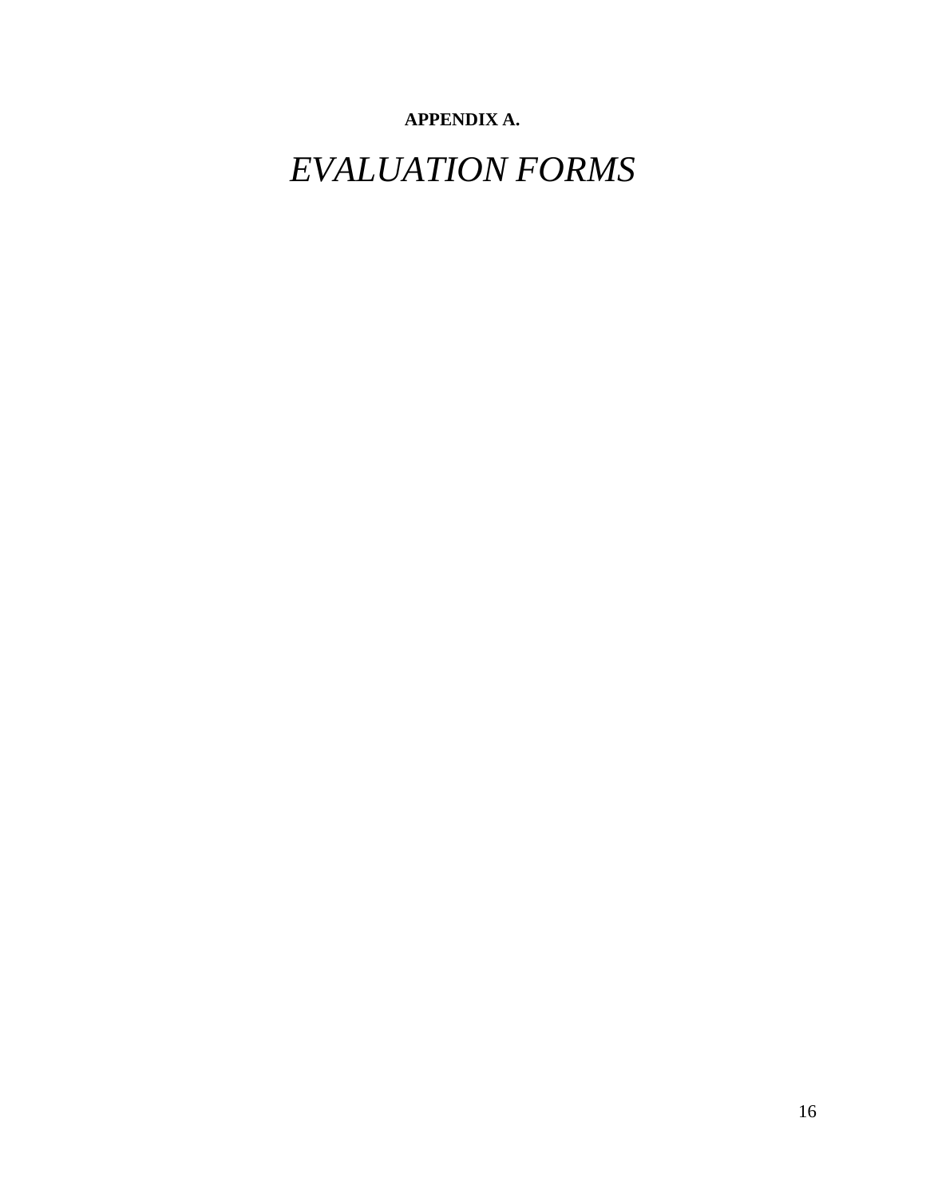**APPENDIX A.**

# *EVALUATION FORMS*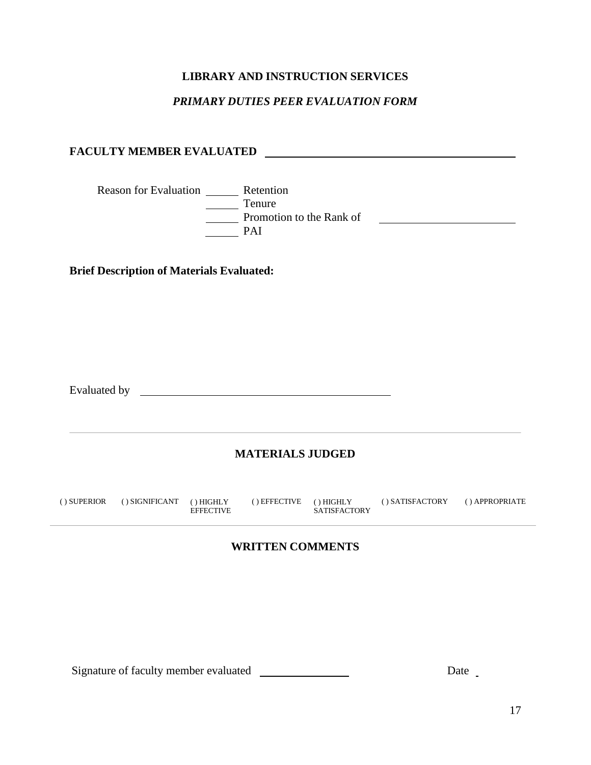**LIBRARY AND INSTRUCTION SERVICES**

***PRIMARY DUTIES PEER EVALUATION FORM***

**FACULTY MEMBER EVALUATED** ____________________________________________

Reason for Evaluation ______ Retention

______ Tenure

______ Promotion to the Rank of ______________________

______ PAI

**Brief Description of Materials Evaluated:**

Evaluated by ____________________________________________

---

## MATERIALS JUDGED

( ) SUPERIOR ( ) SIGNIFICANT ( ) HIGHLY EFFECTIVE ( ) EFFECTIVE ( ) HIGHLY SATISFACTORY ( ) SATISFACTORY ( ) APPROPRIATE

---

## WRITTEN COMMENTS

Signature of faculty member evaluated ________________ Date _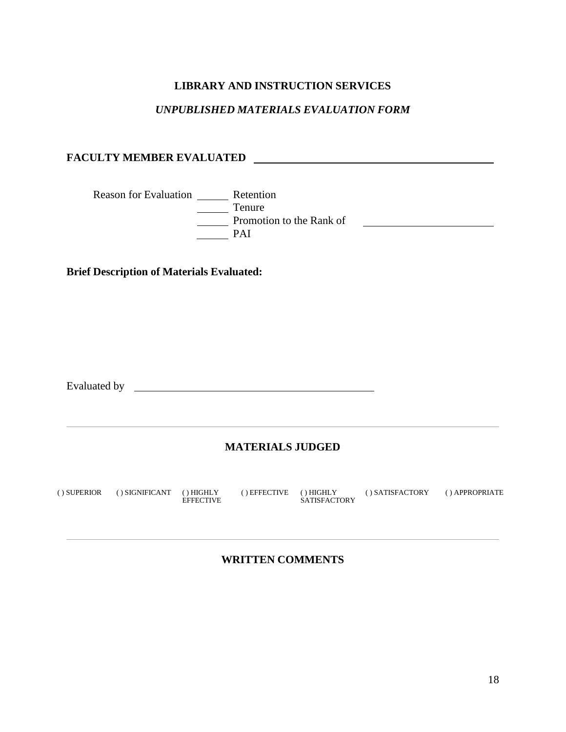**LIBRARY AND INSTRUCTION SERVICES**

***UNPUBLISHED MATERIALS EVALUATION FORM***

**FACULTY MEMBER EVALUATED** ______________________________

Reason for Evaluation ______ Retention
______ Tenure
______ Promotion to the Rank of ______________________
______ PAI

**Brief Description of Materials Evaluated:**

Evaluated by ______________________________

---

**MATERIALS JUDGED**

( ) SUPERIOR ( ) SIGNIFICANT ( ) HIGHLY EFFECTIVE ( ) EFFECTIVE ( ) HIGHLY SATISFACTORY ( ) SATISFACTORY ( ) APPROPRIATE

---

**WRITTEN COMMENTS**